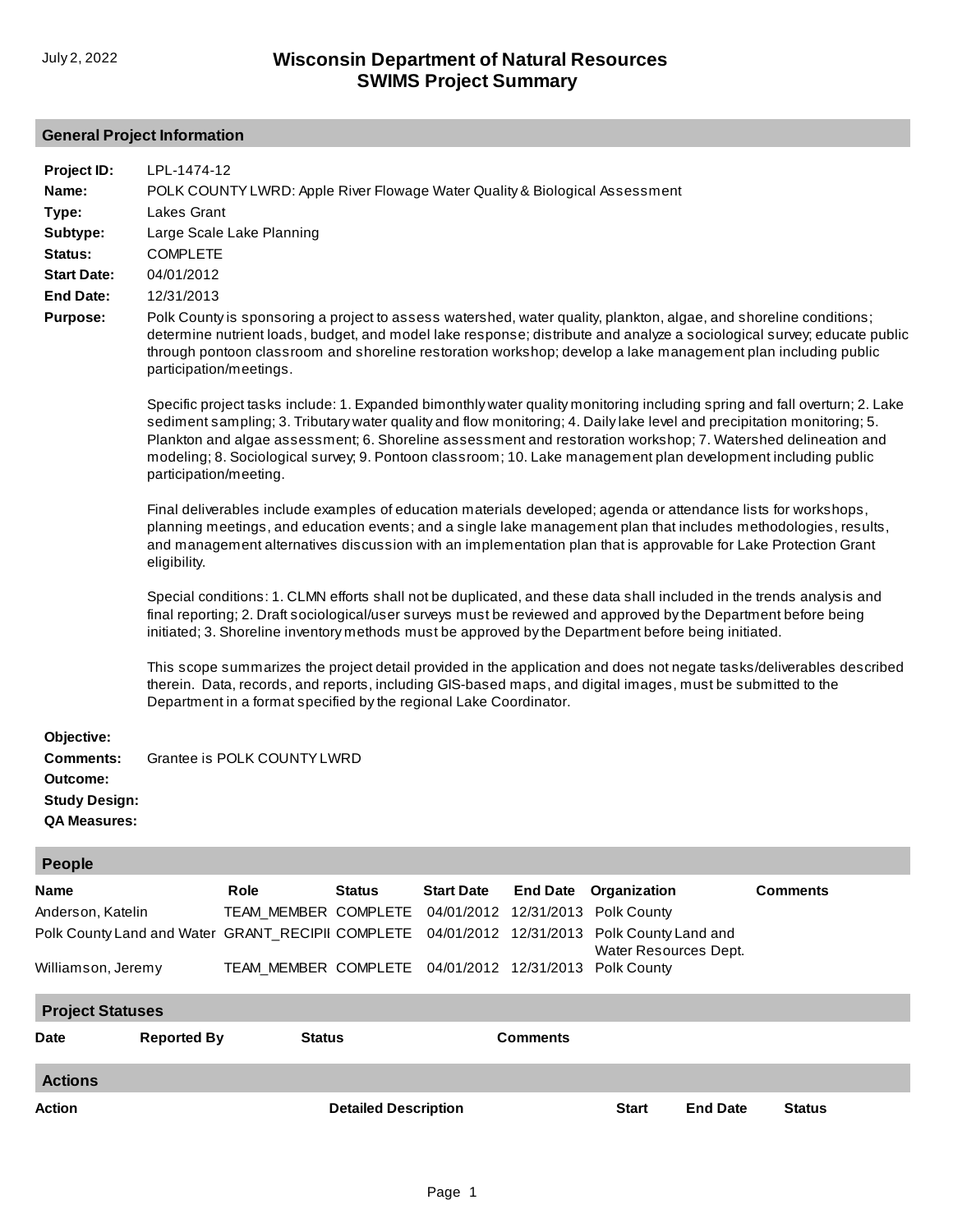July 2, 2022

# Wisconsin Department of Natural Resources
# SWIMS Project Summary

## General Project Information

**Project ID:** LPL-1474-12

**Name:** POLK COUNTY LWRD: Apple River Flowage Water Quality & Biological Assessment

**Type:** Lakes Grant

**Subtype:** Large Scale Lake Planning

**Status:** COMPLETE

**Start Date:** 04/01/2012

**End Date:** 12/31/2013

**Purpose:** Polk County is sponsoring a project to assess watershed, water quality, plankton, algae, and shoreline conditions; determine nutrient loads, budget, and model lake response; distribute and analyze a sociological survey; educate public through pontoon classroom and shoreline restoration workshop; develop a lake management plan including public participation/meetings.

Specific project tasks include: 1. Expanded bimonthly water quality monitoring including spring and fall overturn; 2. Lake sediment sampling; 3. Tributary water quality and flow monitoring; 4. Daily lake level and precipitation monitoring; 5. Plankton and algae assessment; 6. Shoreline assessment and restoration workshop; 7. Watershed delineation and modeling; 8. Sociological survey; 9. Pontoon classroom; 10. Lake management plan development including public participation/meeting.

Final deliverables include examples of education materials developed; agenda or attendance lists for workshops, planning meetings, and education events; and a single lake management plan that includes methodologies, results, and management alternatives discussion with an implementation plan that is approvable for Lake Protection Grant eligibility.

Special conditions: 1. CLMN efforts shall not be duplicated, and these data shall included in the trends analysis and final reporting; 2. Draft sociological/user surveys must be reviewed and approved by the Department before being initiated; 3. Shoreline inventory methods must be approved by the Department before being initiated.

This scope summarizes the project detail provided in the application and does not negate tasks/deliverables described therein. Data, records, and reports, including GIS-based maps, and digital images, must be submitted to the Department in a format specified by the regional Lake Coordinator.

**Objective:**

**Comments:** Grantee is POLK COUNTY LWRD

**Outcome:**

**Study Design:**

**QA Measures:**

## People

| Name | Role | Status | Start Date | End Date | Organization | Comments |
|---|---|---|---|---|---|---|
| Anderson, Katelin | TEAM_MEMBER | COMPLETE | 04/01/2012 | 12/31/2013 | Polk County | |
| Polk County Land and Water | GRANT_RECIPI | COMPLETE | 04/01/2012 | 12/31/2013 | Polk County Land and Water Resources Dept. | |
| Williamson, Jeremy | TEAM_MEMBER | COMPLETE | 04/01/2012 | 12/31/2013 | Polk County | |

## Project Statuses

| Date | Reported By | Status | Comments |
|---|---|---|---|

## Actions

| Action | Detailed Description | Start | End Date | Status |
|---|---|---|---|---|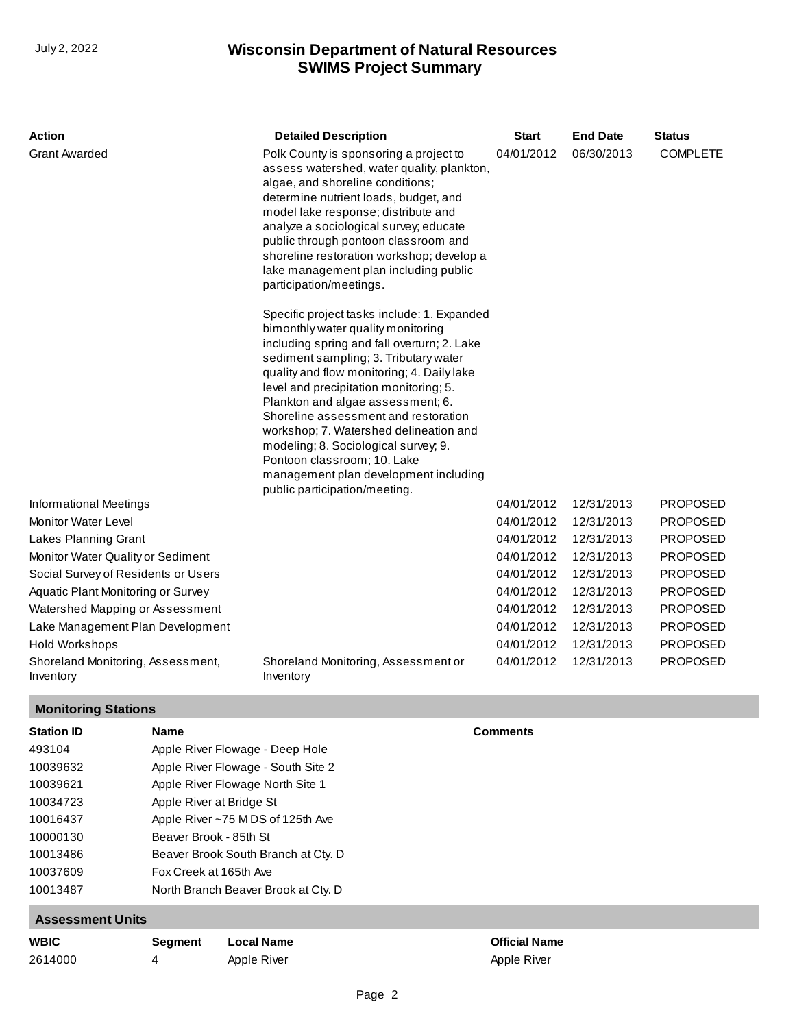| Action | Detailed Description | Start | End Date | Status |
|---|---|---|---|---|
| Grant Awarded | Polk County is sponsoring a project to assess watershed, water quality, plankton, algae, and shoreline conditions; determine nutrient loads, budget, and model lake response; distribute and analyze a sociological survey; educate public through pontoon classroom and shoreline restoration workshop; develop a lake management plan including public participation/meetings.<br><br>Specific project tasks include: 1. Expanded bimonthly water quality monitoring including spring and fall overturn; 2. Lake sediment sampling; 3. Tributary water quality and flow monitoring; 4. Daily lake level and precipitation monitoring; 5. Plankton and algae assessment; 6. Shoreline assessment and restoration workshop; 7. Watershed delineation and modeling; 8. Sociological survey; 9. Pontoon classroom; 10. Lake management plan development including public participation/meeting. | 04/01/2012 | 06/30/2013 | COMPLETE |
| Informational Meetings | | 04/01/2012 | 12/31/2013 | PROPOSED |
| Monitor Water Level | | 04/01/2012 | 12/31/2013 | PROPOSED |
| Lakes Planning Grant | | 04/01/2012 | 12/31/2013 | PROPOSED |
| Monitor Water Quality or Sediment | | 04/01/2012 | 12/31/2013 | PROPOSED |
| Social Survey of Residents or Users | | 04/01/2012 | 12/31/2013 | PROPOSED |
| Aquatic Plant Monitoring or Survey | | 04/01/2012 | 12/31/2013 | PROPOSED |
| Watershed Mapping or Assessment | | 04/01/2012 | 12/31/2013 | PROPOSED |
| Lake Management Plan Development | | 04/01/2012 | 12/31/2013 | PROPOSED |
| Hold Workshops | | 04/01/2012 | 12/31/2013 | PROPOSED |
| Shoreland Monitoring, Assessment, Inventory | Shoreland Monitoring, Assessment or Inventory | 04/01/2012 | 12/31/2013 | PROPOSED |

## Monitoring Stations

| Station ID | Name | Comments |
|---|---|---|
| 493104 | Apple River Flowage - Deep Hole | |
| 10039632 | Apple River Flowage - South Site 2 | |
| 10039621 | Apple River Flowage North Site 1 | |
| 10034723 | Apple River at Bridge St | |
| 10016437 | Apple River ~75 M DS of 125th Ave | |
| 10000130 | Beaver Brook - 85th St | |
| 10013486 | Beaver Brook South Branch at Cty. D | |
| 10037609 | Fox Creek at 165th Ave | |
| 10013487 | North Branch Beaver Brook at Cty. D | |

## Assessment Units

| WBIC | Segment | Local Name | Official Name |
|---|---|---|---|
| 2614000 | 4 | Apple River | Apple River |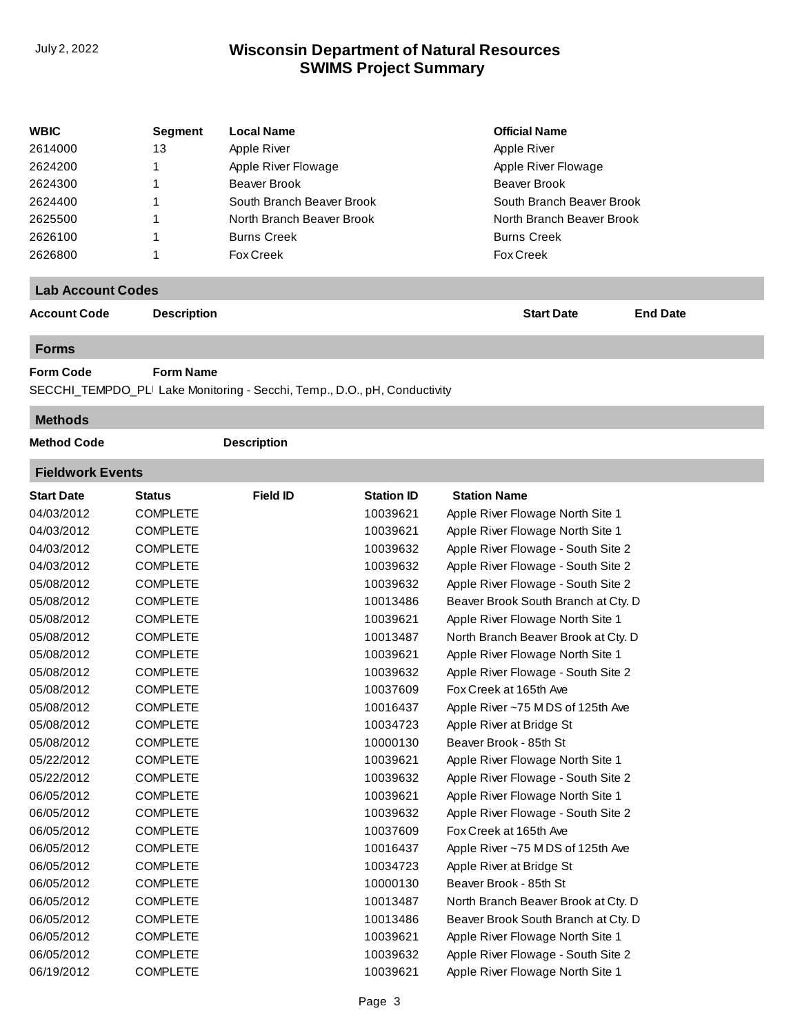# Wisconsin Department of Natural Resources
## SWIMS Project Summary

July 2, 2022

| WBIC | Segment | Local Name | Official Name |
|---|---|---|---|
| 2614000 | 13 | Apple River | Apple River |
| 2624200 | 1 | Apple River Flowage | Apple River Flowage |
| 2624300 | 1 | Beaver Brook | Beaver Brook |
| 2624400 | 1 | South Branch Beaver Brook | South Branch Beaver Brook |
| 2625500 | 1 | North Branch Beaver Brook | North Branch Beaver Brook |
| 2626100 | 1 | Burns Creek | Burns Creek |
| 2626800 | 1 | Fox Creek | Fox Creek |

### Lab Account Codes

| Account Code | Description | Start Date | End Date |
|---|---|---|---|

### Forms

| Form Code | Form Name |
|---|---|
| SECCHI_TEMPDO_PL | Lake Monitoring - Secchi, Temp., D.O., pH, Conductivity |

### Methods

| Method Code | Description |
|---|---|

### Fieldwork Events

| Start Date | Status | Field ID | Station ID | Station Name |
|---|---|---|---|---|
| 04/03/2012 | COMPLETE | | 10039621 | Apple River Flowage North Site 1 |
| 04/03/2012 | COMPLETE | | 10039621 | Apple River Flowage North Site 1 |
| 04/03/2012 | COMPLETE | | 10039632 | Apple River Flowage - South Site 2 |
| 04/03/2012 | COMPLETE | | 10039632 | Apple River Flowage - South Site 2 |
| 05/08/2012 | COMPLETE | | 10039632 | Apple River Flowage - South Site 2 |
| 05/08/2012 | COMPLETE | | 10013486 | Beaver Brook South Branch at Cty. D |
| 05/08/2012 | COMPLETE | | 10039621 | Apple River Flowage North Site 1 |
| 05/08/2012 | COMPLETE | | 10013487 | North Branch Beaver Brook at Cty. D |
| 05/08/2012 | COMPLETE | | 10039621 | Apple River Flowage North Site 1 |
| 05/08/2012 | COMPLETE | | 10039632 | Apple River Flowage - South Site 2 |
| 05/08/2012 | COMPLETE | | 10037609 | Fox Creek at 165th Ave |
| 05/08/2012 | COMPLETE | | 10016437 | Apple River ~75 M DS of 125th Ave |
| 05/08/2012 | COMPLETE | | 10034723 | Apple River at Bridge St |
| 05/08/2012 | COMPLETE | | 10000130 | Beaver Brook - 85th St |
| 05/22/2012 | COMPLETE | | 10039621 | Apple River Flowage North Site 1 |
| 05/22/2012 | COMPLETE | | 10039632 | Apple River Flowage - South Site 2 |
| 06/05/2012 | COMPLETE | | 10039621 | Apple River Flowage North Site 1 |
| 06/05/2012 | COMPLETE | | 10039632 | Apple River Flowage - South Site 2 |
| 06/05/2012 | COMPLETE | | 10037609 | Fox Creek at 165th Ave |
| 06/05/2012 | COMPLETE | | 10016437 | Apple River ~75 M DS of 125th Ave |
| 06/05/2012 | COMPLETE | | 10034723 | Apple River at Bridge St |
| 06/05/2012 | COMPLETE | | 10000130 | Beaver Brook - 85th St |
| 06/05/2012 | COMPLETE | | 10013487 | North Branch Beaver Brook at Cty. D |
| 06/05/2012 | COMPLETE | | 10013486 | Beaver Brook South Branch at Cty. D |
| 06/05/2012 | COMPLETE | | 10039621 | Apple River Flowage North Site 1 |
| 06/05/2012 | COMPLETE | | 10039632 | Apple River Flowage - South Site 2 |
| 06/19/2012 | COMPLETE | | 10039621 | Apple River Flowage North Site 1 |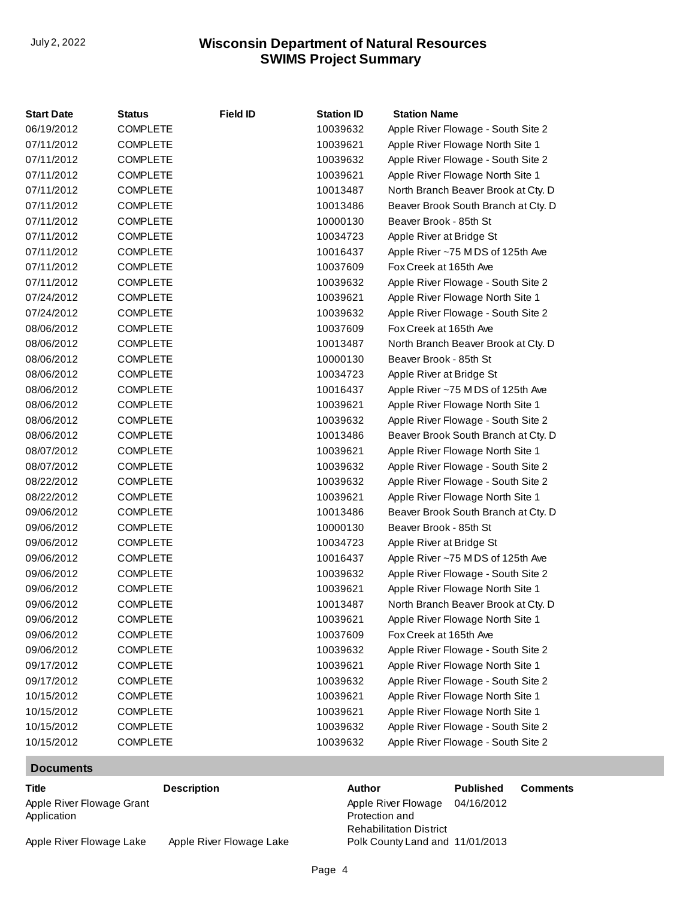| Start Date | Status | Field ID | Station ID | Station Name |
|---|---|---|---|---|
| 06/19/2012 | COMPLETE | | 10039632 | Apple River Flowage - South Site 2 |
| 07/11/2012 | COMPLETE | | 10039621 | Apple River Flowage North Site 1 |
| 07/11/2012 | COMPLETE | | 10039632 | Apple River Flowage - South Site 2 |
| 07/11/2012 | COMPLETE | | 10039621 | Apple River Flowage North Site 1 |
| 07/11/2012 | COMPLETE | | 10013487 | North Branch Beaver Brook at Cty. D |
| 07/11/2012 | COMPLETE | | 10013486 | Beaver Brook South Branch at Cty. D |
| 07/11/2012 | COMPLETE | | 10000130 | Beaver Brook - 85th St |
| 07/11/2012 | COMPLETE | | 10034723 | Apple River at Bridge St |
| 07/11/2012 | COMPLETE | | 10016437 | Apple River ~75 M DS of 125th Ave |
| 07/11/2012 | COMPLETE | | 10037609 | Fox Creek at 165th Ave |
| 07/11/2012 | COMPLETE | | 10039632 | Apple River Flowage - South Site 2 |
| 07/24/2012 | COMPLETE | | 10039621 | Apple River Flowage North Site 1 |
| 07/24/2012 | COMPLETE | | 10039632 | Apple River Flowage - South Site 2 |
| 08/06/2012 | COMPLETE | | 10037609 | Fox Creek at 165th Ave |
| 08/06/2012 | COMPLETE | | 10013487 | North Branch Beaver Brook at Cty. D |
| 08/06/2012 | COMPLETE | | 10000130 | Beaver Brook - 85th St |
| 08/06/2012 | COMPLETE | | 10034723 | Apple River at Bridge St |
| 08/06/2012 | COMPLETE | | 10016437 | Apple River ~75 M DS of 125th Ave |
| 08/06/2012 | COMPLETE | | 10039621 | Apple River Flowage North Site 1 |
| 08/06/2012 | COMPLETE | | 10039632 | Apple River Flowage - South Site 2 |
| 08/06/2012 | COMPLETE | | 10013486 | Beaver Brook South Branch at Cty. D |
| 08/07/2012 | COMPLETE | | 10039621 | Apple River Flowage North Site 1 |
| 08/07/2012 | COMPLETE | | 10039632 | Apple River Flowage - South Site 2 |
| 08/22/2012 | COMPLETE | | 10039632 | Apple River Flowage - South Site 2 |
| 08/22/2012 | COMPLETE | | 10039621 | Apple River Flowage North Site 1 |
| 09/06/2012 | COMPLETE | | 10013486 | Beaver Brook South Branch at Cty. D |
| 09/06/2012 | COMPLETE | | 10000130 | Beaver Brook - 85th St |
| 09/06/2012 | COMPLETE | | 10034723 | Apple River at Bridge St |
| 09/06/2012 | COMPLETE | | 10016437 | Apple River ~75 M DS of 125th Ave |
| 09/06/2012 | COMPLETE | | 10039632 | Apple River Flowage - South Site 2 |
| 09/06/2012 | COMPLETE | | 10039621 | Apple River Flowage North Site 1 |
| 09/06/2012 | COMPLETE | | 10013487 | North Branch Beaver Brook at Cty. D |
| 09/06/2012 | COMPLETE | | 10039621 | Apple River Flowage North Site 1 |
| 09/06/2012 | COMPLETE | | 10037609 | Fox Creek at 165th Ave |
| 09/06/2012 | COMPLETE | | 10039632 | Apple River Flowage - South Site 2 |
| 09/17/2012 | COMPLETE | | 10039621 | Apple River Flowage North Site 1 |
| 09/17/2012 | COMPLETE | | 10039632 | Apple River Flowage - South Site 2 |
| 10/15/2012 | COMPLETE | | 10039621 | Apple River Flowage North Site 1 |
| 10/15/2012 | COMPLETE | | 10039621 | Apple River Flowage North Site 1 |
| 10/15/2012 | COMPLETE | | 10039632 | Apple River Flowage - South Site 2 |
| 10/15/2012 | COMPLETE | | 10039632 | Apple River Flowage - South Site 2 |

## Documents

| Title | Description | Author | Published | Comments |
|---|---|---|---|---|
| Apple River Flowage Grant Application | | Apple River Flowage Protection and Rehabilitation District | 04/16/2012 | |
| Apple River Flowage Lake | Apple River Flowage Lake | Polk County Land and | 11/01/2013 | |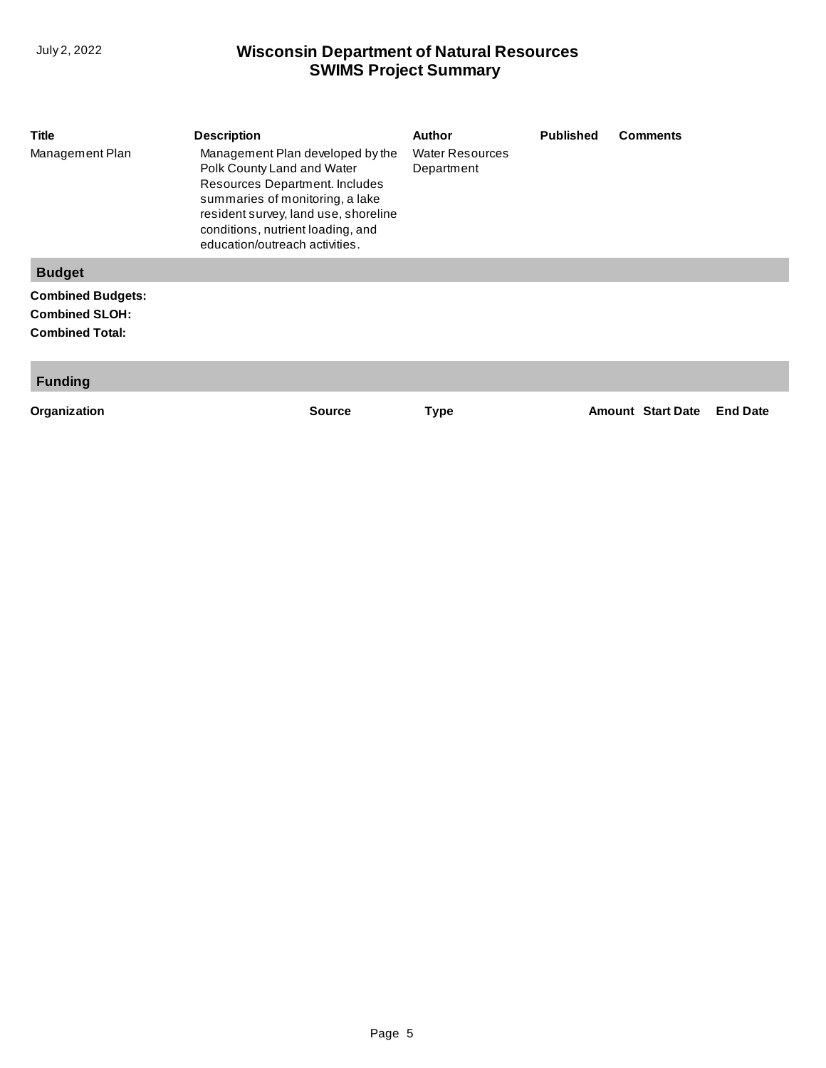| Title | Description | Author | Published | Comments |
| --- | --- | --- | --- | --- |
| Management Plan | Management Plan developed by the Polk County Land and Water Resources Department. Includes summaries of monitoring, a lake resident survey, land use, shoreline conditions, nutrient loading, and education/outreach activities. | Water Resources Department | | |

## Budget

**Combined Budgets:**

**Combined SLOH:**

**Combined Total:**

## Funding

| Organization | Source | Type | Amount | Start Date | End Date |
| --- | --- | --- | --- | --- | --- |